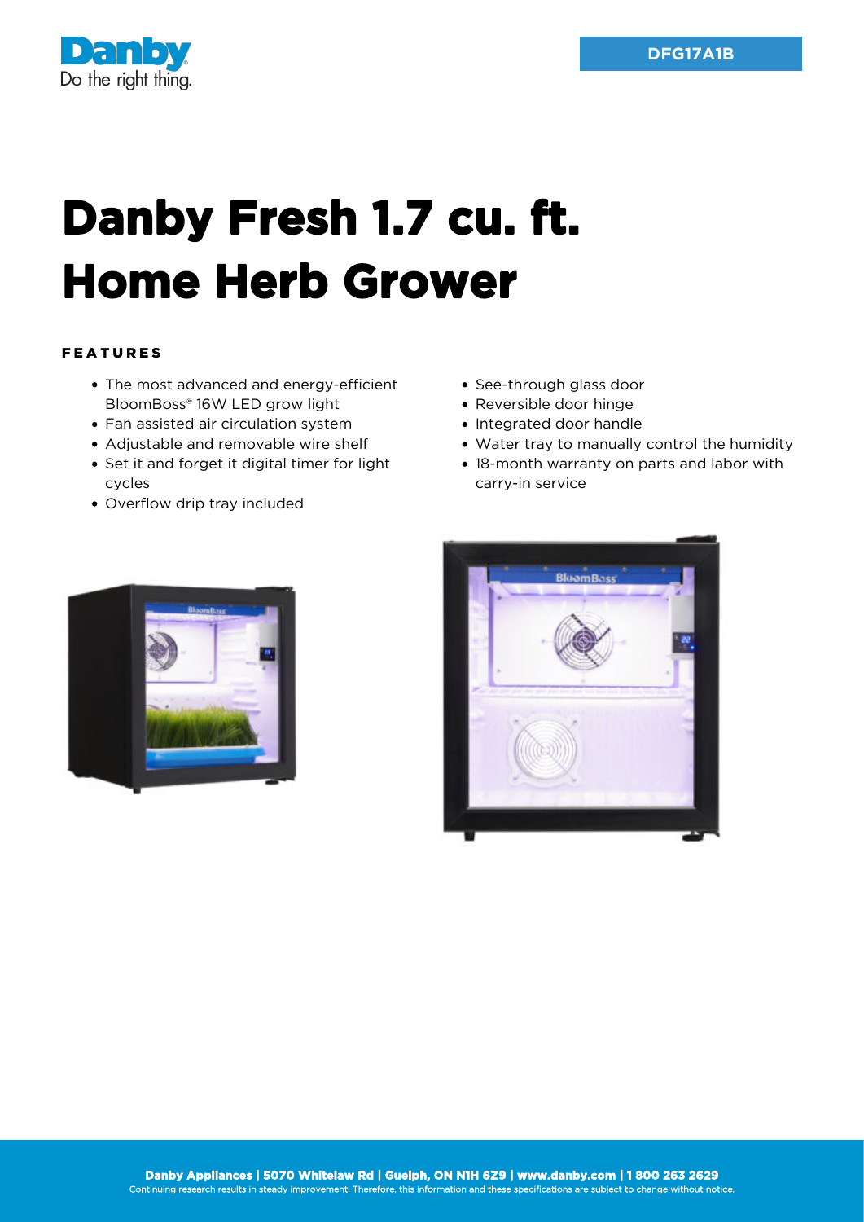Danby
Do the right thing.

DFG17A1B

# Danby Fresh 1.7 cu. ft. Home Herb Grower

### FEATURES

- The most advanced and energy-efficient BloomBoss® 16W LED grow light
- Fan assisted air circulation system
- Adjustable and removable wire shelf
- Set it and forget it digital timer for light cycles
- Overflow drip tray included
- See-through glass door
- Reversible door hinge
- Integrated door handle
- Water tray to manually control the humidity
- 18-month warranty on parts and labor with carry-in service

**Danby Appliances | 5070 Whitelaw Rd | Guelph, ON N1H 6Z9 | www.danby.com | 1 800 263 2629**

Continuing research results in steady improvement. Therefore, this information and these specifications are subject to change without notice.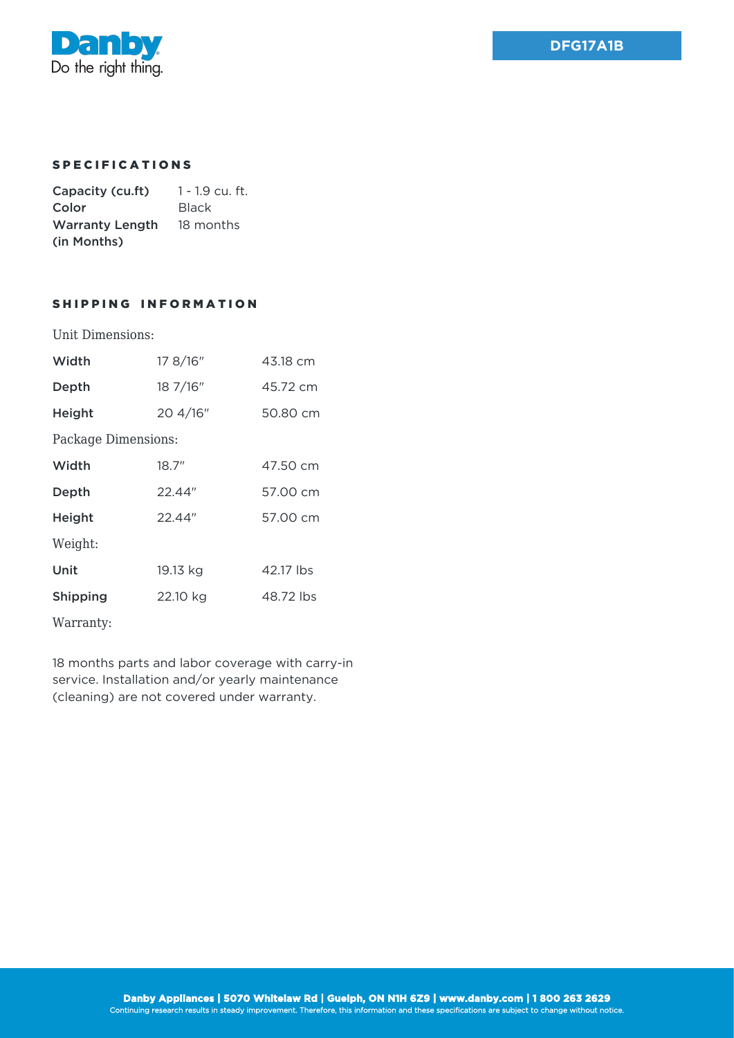Danby
Do the right thing.

DFG17A1B

## SPECIFICATIONS

| | |
|---|---|
| **Capacity (cu.ft)** | 1 - 1.9 cu. ft. |
| **Color** | Black |
| **Warranty Length (in Months)** | 18 months |

## SHIPPING INFORMATION

Unit Dimensions:

| | | |
|---|---|---|
| **Width** | 17 8/16" | 43.18 cm |
| **Depth** | 18 7/16" | 45.72 cm |
| **Height** | 20 4/16" | 50.80 cm |

Package Dimensions:

| | | |
|---|---|---|
| **Width** | 18.7" | 47.50 cm |
| **Depth** | 22.44" | 57.00 cm |
| **Height** | 22.44" | 57.00 cm |

Weight:

| | | |
|---|---|---|
| **Unit** | 19.13 kg | 42.17 lbs |
| **Shipping** | 22.10 kg | 48.72 lbs |

Warranty:

18 months parts and labor coverage with carry-in service. Installation and/or yearly maintenance (cleaning) are not covered under warranty.

**Danby Appliances | 5070 Whitelaw Rd | Guelph, ON N1H 6Z9 | www.danby.com | 1 800 263 2629**
Continuing research results in steady improvement. Therefore, this information and these specifications are subject to change without notice.